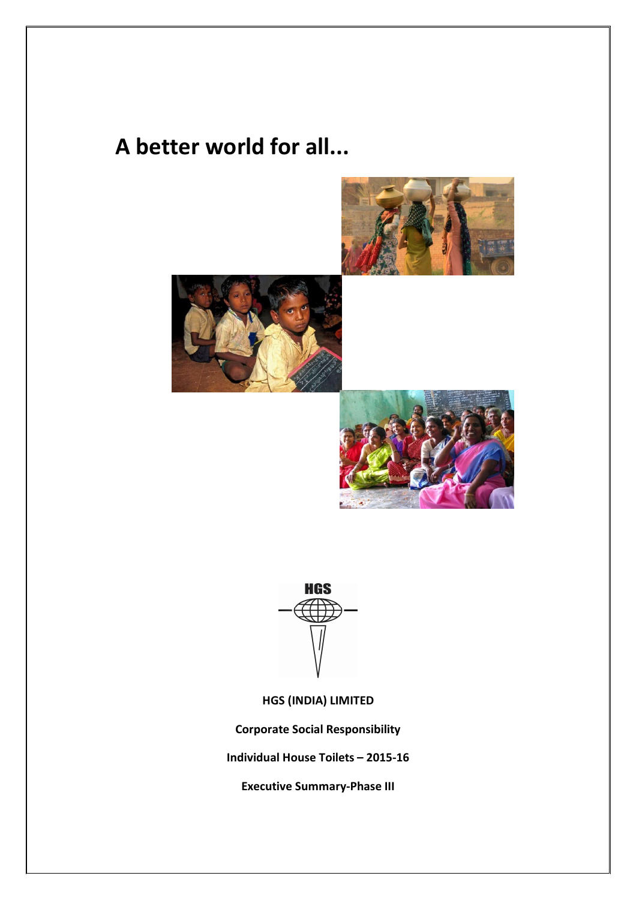# A better world for all...

HGS

**HGS (INDIA) LIMITED**

**Corporate Social Responsibility**

**Individual House Toilets – 2015-16**

**Executive Summary-Phase III**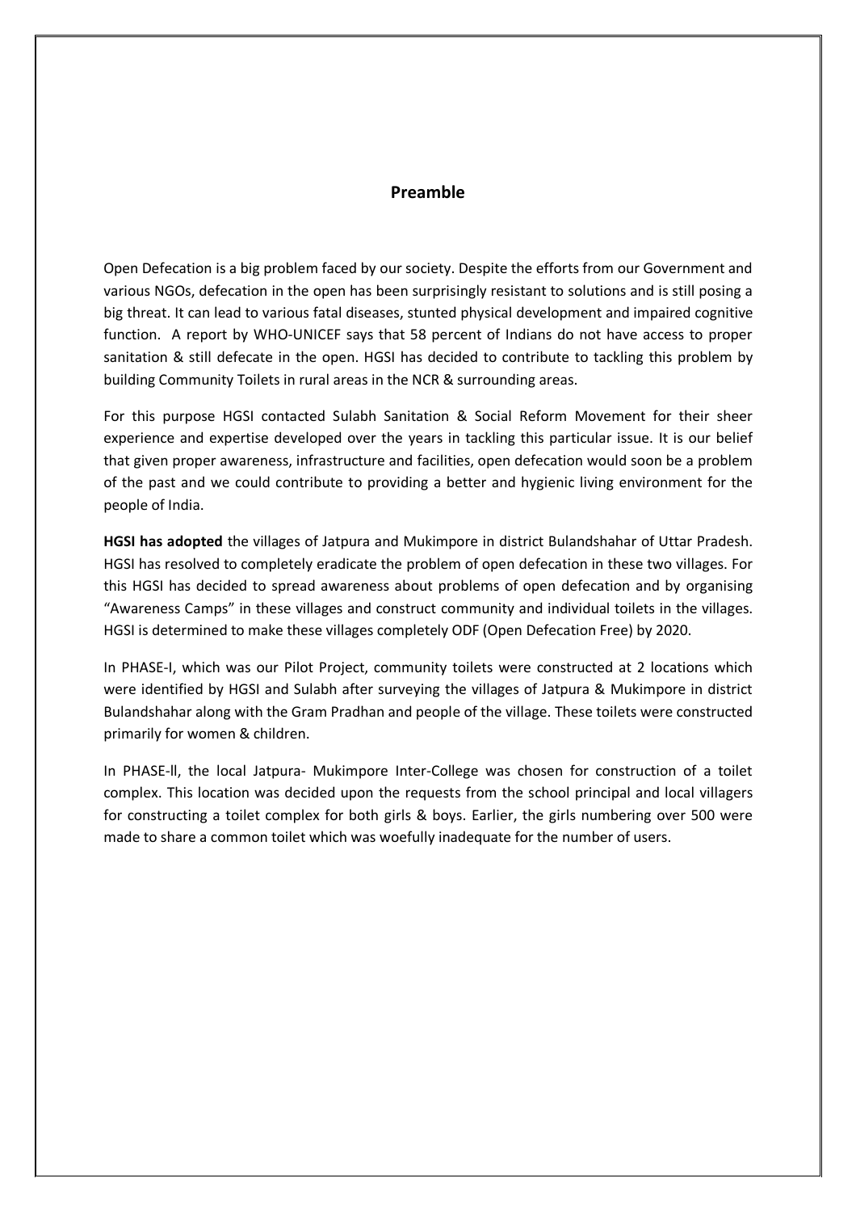## Preamble

Open Defecation is a big problem faced by our society. Despite the efforts from our Government and various NGOs, defecation in the open has been surprisingly resistant to solutions and is still posing a big threat. It can lead to various fatal diseases, stunted physical development and impaired cognitive function. A report by WHO-UNICEF says that 58 percent of Indians do not have access to proper sanitation & still defecate in the open. HGSI has decided to contribute to tackling this problem by building Community Toilets in rural areas in the NCR & surrounding areas.

For this purpose HGSI contacted Sulabh Sanitation & Social Reform Movement for their sheer experience and expertise developed over the years in tackling this particular issue. It is our belief that given proper awareness, infrastructure and facilities, open defecation would soon be a problem of the past and we could contribute to providing a better and hygienic living environment for the people of India.

**HGSI has adopted** the villages of Jatpura and Mukimpore in district Bulandshahar of Uttar Pradesh. HGSI has resolved to completely eradicate the problem of open defecation in these two villages. For this HGSI has decided to spread awareness about problems of open defecation and by organising "Awareness Camps" in these villages and construct community and individual toilets in the villages. HGSI is determined to make these villages completely ODF (Open Defecation Free) by 2020.

In PHASE-I, which was our Pilot Project, community toilets were constructed at 2 locations which were identified by HGSI and Sulabh after surveying the villages of Jatpura & Mukimpore in district Bulandshahar along with the Gram Pradhan and people of the village. These toilets were constructed primarily for women & children.

In PHASE-ll, the local Jatpura- Mukimpore Inter-College was chosen for construction of a toilet complex. This location was decided upon the requests from the school principal and local villagers for constructing a toilet complex for both girls & boys. Earlier, the girls numbering over 500 were made to share a common toilet which was woefully inadequate for the number of users.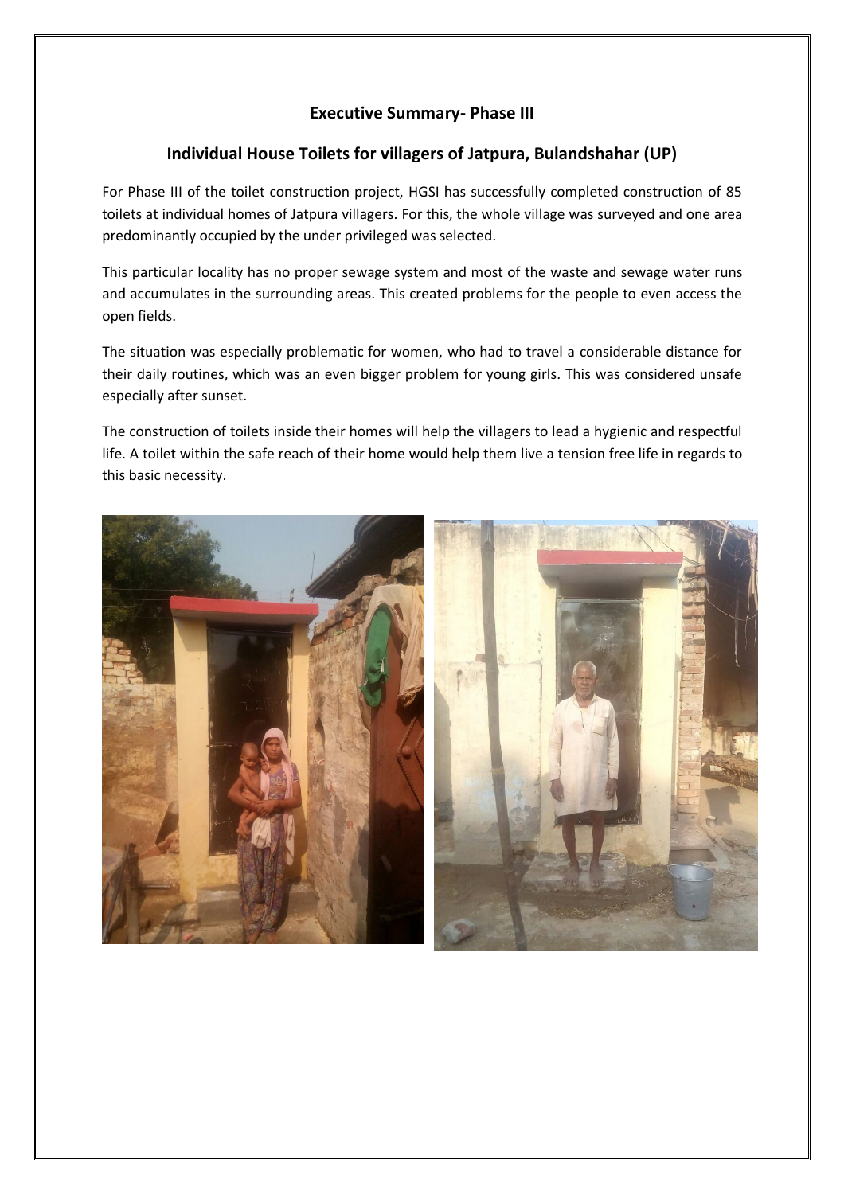## Executive Summary- Phase III

## Individual House Toilets for villagers of Jatpura, Bulandshahar (UP)

For Phase III of the toilet construction project, HGSI has successfully completed construction of 85 toilets at individual homes of Jatpura villagers. For this, the whole village was surveyed and one area predominantly occupied by the under privileged was selected.

This particular locality has no proper sewage system and most of the waste and sewage water runs and accumulates in the surrounding areas. This created problems for the people to even access the open fields.

The situation was especially problematic for women, who had to travel a considerable distance for their daily routines, which was an even bigger problem for young girls. This was considered unsafe especially after sunset.

The construction of toilets inside their homes will help the villagers to lead a hygienic and respectful life. A toilet within the safe reach of their home would help them live a tension free life in regards to this basic necessity.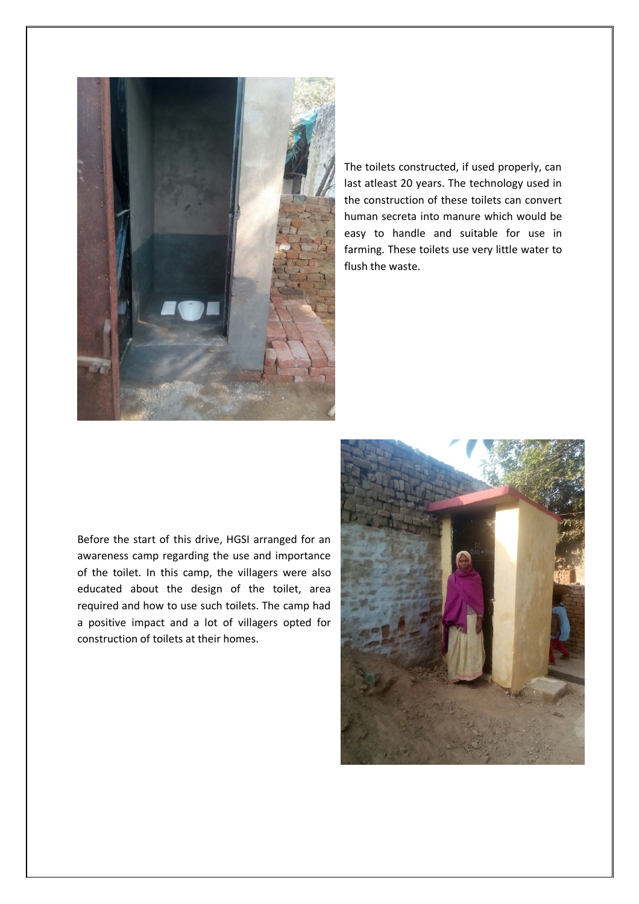The toilets constructed, if used properly, can last atleast 20 years. The technology used in the construction of these toilets can convert human secreta into manure which would be easy to handle and suitable for use in farming. These toilets use very little water to flush the waste.

Before the start of this drive, HGSI arranged for an awareness camp regarding the use and importance of the toilet. In this camp, the villagers were also educated about the design of the toilet, area required and how to use such toilets. The camp had a positive impact and a lot of villagers opted for construction of toilets at their homes.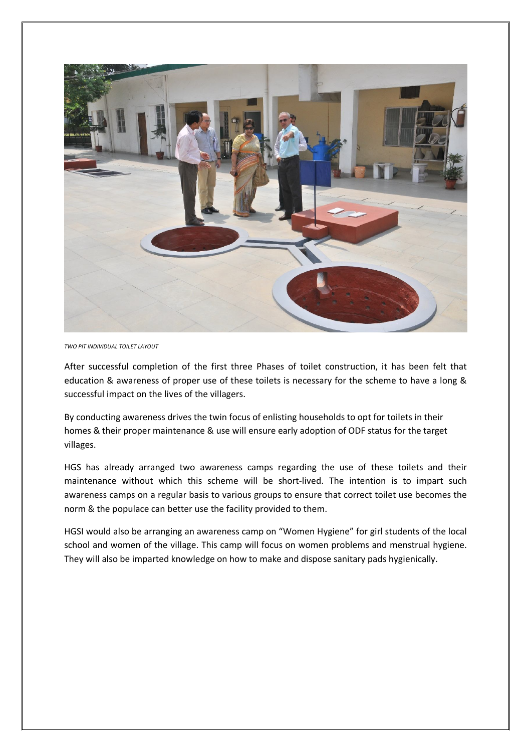*TWO PIT INDIVIDUAL TOILET LAYOUT*

After successful completion of the first three Phases of toilet construction, it has been felt that education & awareness of proper use of these toilets is necessary for the scheme to have a long & successful impact on the lives of the villagers.

By conducting awareness drives the twin focus of enlisting households to opt for toilets in their homes & their proper maintenance & use will ensure early adoption of ODF status for the target villages.

HGS has already arranged two awareness camps regarding the use of these toilets and their maintenance without which this scheme will be short-lived. The intention is to impart such awareness camps on a regular basis to various groups to ensure that correct toilet use becomes the norm & the populace can better use the facility provided to them.

HGSI would also be arranging an awareness camp on "Women Hygiene" for girl students of the local school and women of the village. This camp will focus on women problems and menstrual hygiene. They will also be imparted knowledge on how to make and dispose sanitary pads hygienically.